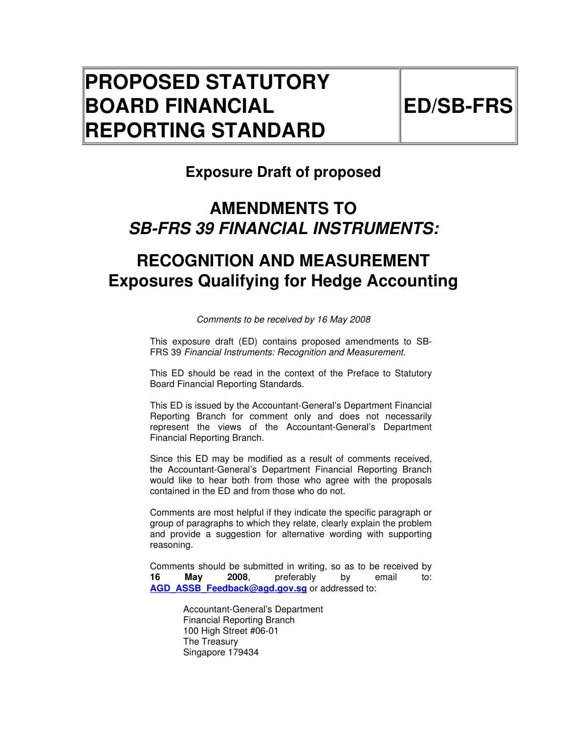| PROPOSED STATUTORY BOARD FINANCIAL REPORTING STANDARD | ED/SB-FRS |
|---|---|

## Exposure Draft of proposed

# AMENDMENTS TO *SB-FRS 39 FINANCIAL INSTRUMENTS:*

# RECOGNITION AND MEASUREMENT Exposures Qualifying for Hedge Accounting

*Comments to be received by 16 May 2008*

This exposure draft (ED) contains proposed amendments to SB-FRS 39 *Financial Instruments: Recognition and Measurement.*

This ED should be read in the context of the Preface to Statutory Board Financial Reporting Standards.

This ED is issued by the Accountant-General's Department Financial Reporting Branch for comment only and does not necessarily represent the views of the Accountant-General's Department Financial Reporting Branch.

Since this ED may be modified as a result of comments received, the Accountant-General's Department Financial Reporting Branch would like to hear both from those who agree with the proposals contained in the ED and from those who do not.

Comments are most helpful if they indicate the specific paragraph or group of paragraphs to which they relate, clearly explain the problem and provide a suggestion for alternative wording with supporting reasoning.

Comments should be submitted in writing, so as to be received by **16 May 2008**, preferably by email to: **AGD_ASSB_Feedback@agd.gov.sg** or addressed to:

Accountant-General's Department
Financial Reporting Branch
100 High Street #06-01
The Treasury
Singapore 179434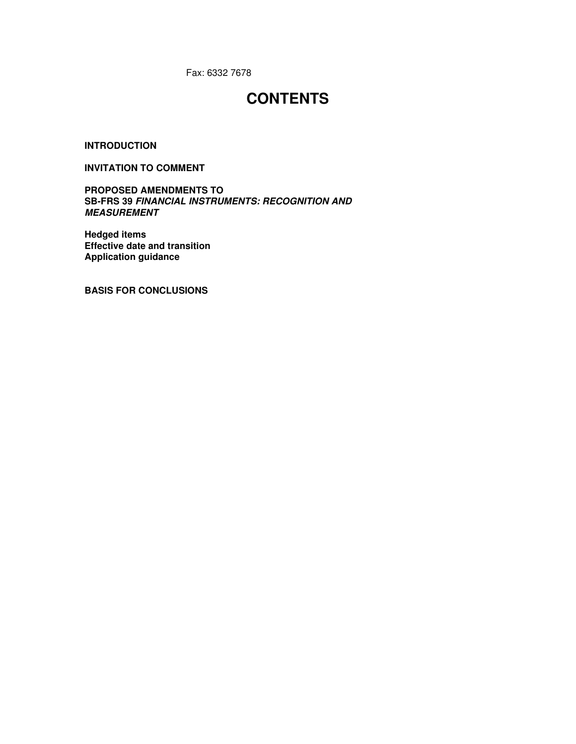Fax: 6332 7678

# CONTENTS

**INTRODUCTION**

**INVITATION TO COMMENT**

**PROPOSED AMENDMENTS TO**
**SB-FRS 39 *FINANCIAL INSTRUMENTS: RECOGNITION AND MEASUREMENT***

**Hedged items**
**Effective date and transition**
**Application guidance**

**BASIS FOR CONCLUSIONS**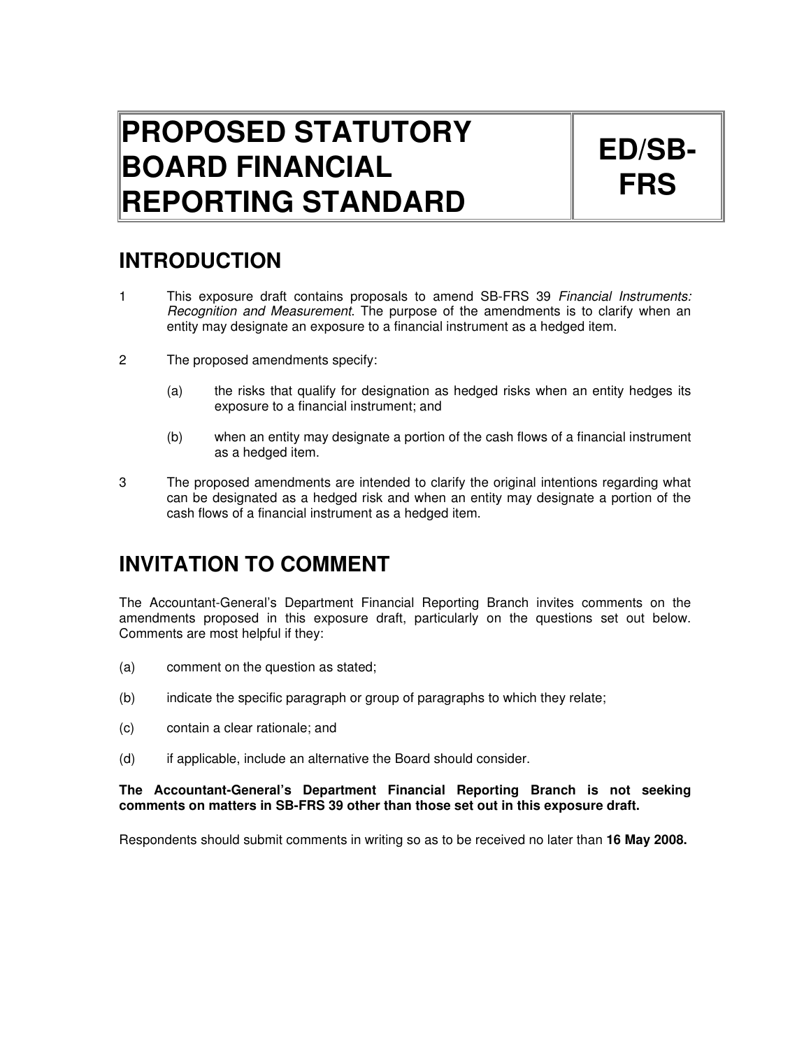# PROPOSED STATUTORY BOARD FINANCIAL REPORTING STANDARD

# ED/SB-FRS

## INTRODUCTION

1 This exposure draft contains proposals to amend SB-FRS 39 *Financial Instruments: Recognition and Measurement*. The purpose of the amendments is to clarify when an entity may designate an exposure to a financial instrument as a hedged item.

2 The proposed amendments specify:

(a) the risks that qualify for designation as hedged risks when an entity hedges its exposure to a financial instrument; and

(b) when an entity may designate a portion of the cash flows of a financial instrument as a hedged item.

3 The proposed amendments are intended to clarify the original intentions regarding what can be designated as a hedged risk and when an entity may designate a portion of the cash flows of a financial instrument as a hedged item.

## INVITATION TO COMMENT

The Accountant-General's Department Financial Reporting Branch invites comments on the amendments proposed in this exposure draft, particularly on the questions set out below. Comments are most helpful if they:

(a) comment on the question as stated;

(b) indicate the specific paragraph or group of paragraphs to which they relate;

(c) contain a clear rationale; and

(d) if applicable, include an alternative the Board should consider.

**The Accountant-General's Department Financial Reporting Branch is not seeking comments on matters in SB-FRS 39 other than those set out in this exposure draft.**

Respondents should submit comments in writing so as to be received no later than **16 May 2008.**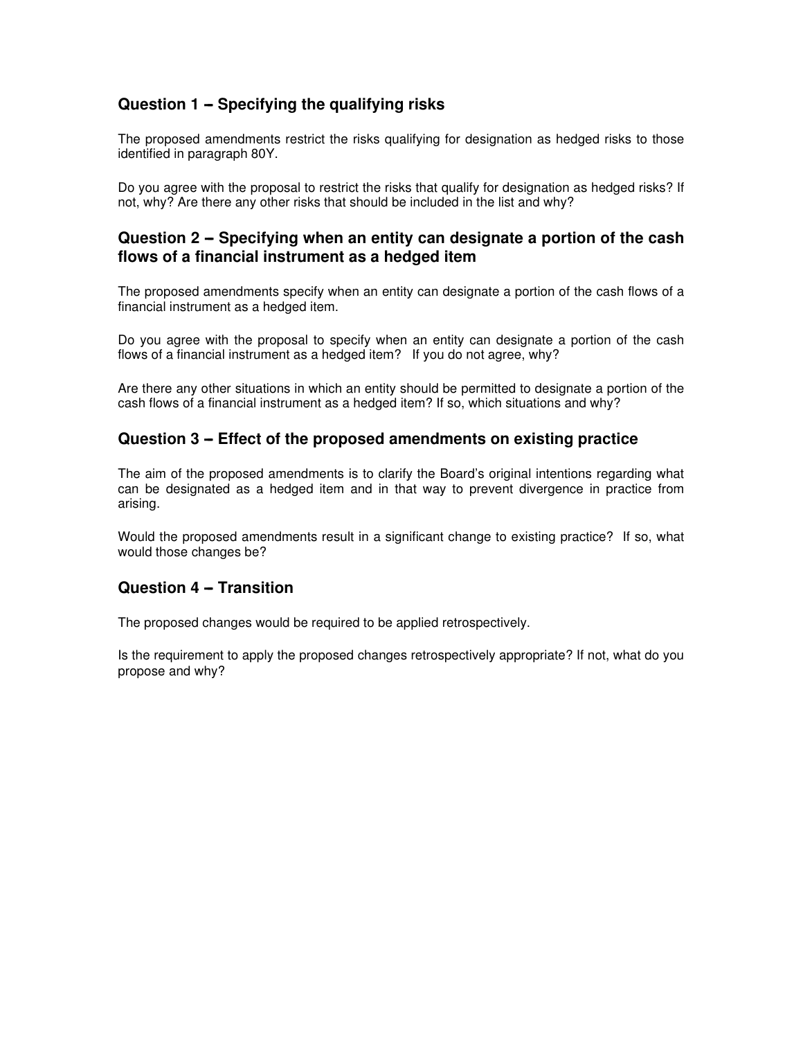## Question 1 – Specifying the qualifying risks

The proposed amendments restrict the risks qualifying for designation as hedged risks to those identified in paragraph 80Y.

Do you agree with the proposal to restrict the risks that qualify for designation as hedged risks? If not, why? Are there any other risks that should be included in the list and why?

## Question 2 – Specifying when an entity can designate a portion of the cash flows of a financial instrument as a hedged item

The proposed amendments specify when an entity can designate a portion of the cash flows of a financial instrument as a hedged item.

Do you agree with the proposal to specify when an entity can designate a portion of the cash flows of a financial instrument as a hedged item? If you do not agree, why?

Are there any other situations in which an entity should be permitted to designate a portion of the cash flows of a financial instrument as a hedged item? If so, which situations and why?

## Question 3 – Effect of the proposed amendments on existing practice

The aim of the proposed amendments is to clarify the Board's original intentions regarding what can be designated as a hedged item and in that way to prevent divergence in practice from arising.

Would the proposed amendments result in a significant change to existing practice? If so, what would those changes be?

## Question 4 – Transition

The proposed changes would be required to be applied retrospectively.

Is the requirement to apply the proposed changes retrospectively appropriate? If not, what do you propose and why?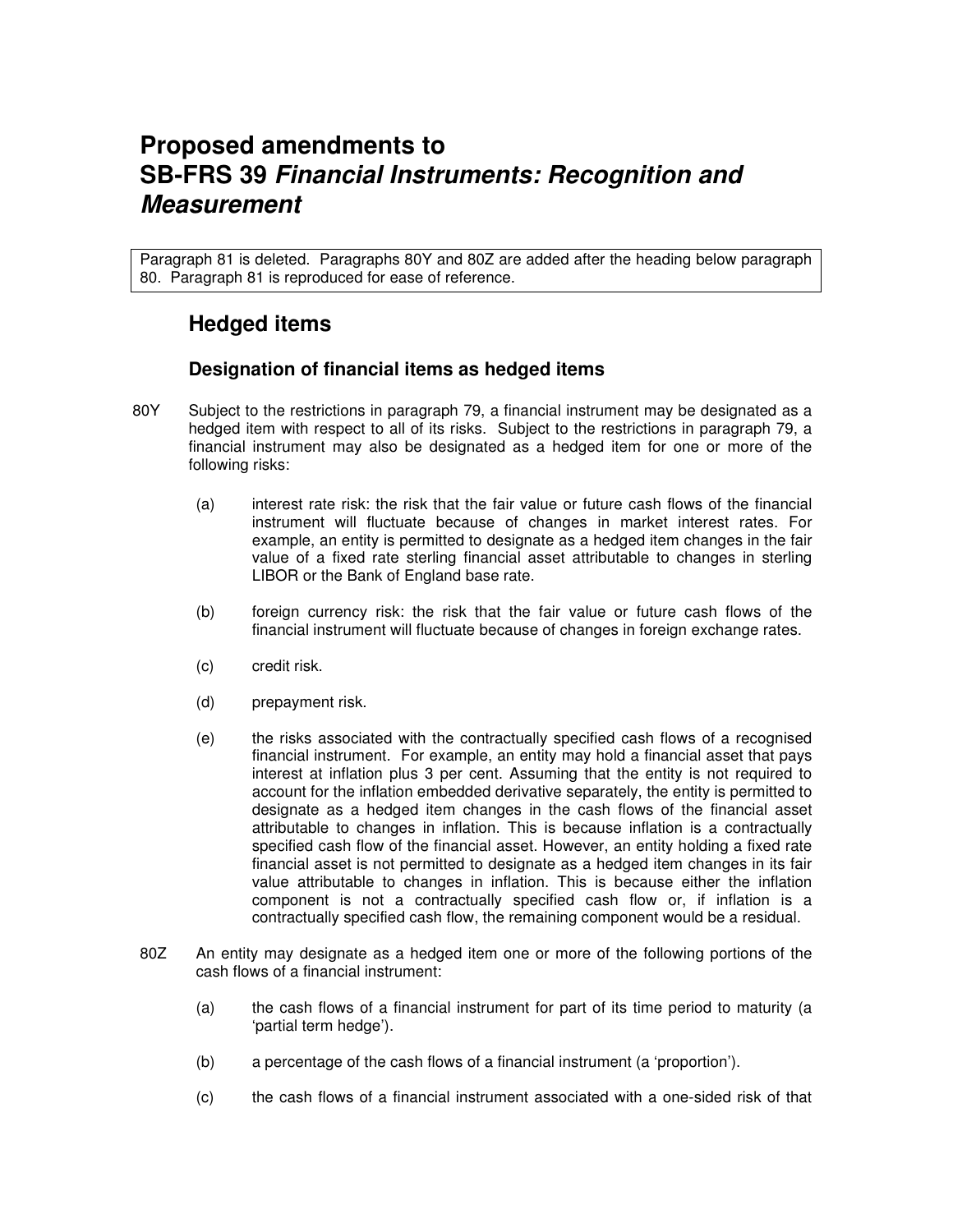# Proposed amendments to SB-FRS 39 *Financial Instruments: Recognition and Measurement*

Paragraph 81 is deleted. Paragraphs 80Y and 80Z are added after the heading below paragraph 80. Paragraph 81 is reproduced for ease of reference.

## Hedged items

### Designation of financial items as hedged items

80Y Subject to the restrictions in paragraph 79, a financial instrument may be designated as a hedged item with respect to all of its risks. Subject to the restrictions in paragraph 79, a financial instrument may also be designated as a hedged item for one or more of the following risks:

(a) interest rate risk: the risk that the fair value or future cash flows of the financial instrument will fluctuate because of changes in market interest rates. For example, an entity is permitted to designate as a hedged item changes in the fair value of a fixed rate sterling financial asset attributable to changes in sterling LIBOR or the Bank of England base rate.

(b) foreign currency risk: the risk that the fair value or future cash flows of the financial instrument will fluctuate because of changes in foreign exchange rates.

(c) credit risk.

(d) prepayment risk.

(e) the risks associated with the contractually specified cash flows of a recognised financial instrument. For example, an entity may hold a financial asset that pays interest at inflation plus 3 per cent. Assuming that the entity is not required to account for the inflation embedded derivative separately, the entity is permitted to designate as a hedged item changes in the cash flows of the financial asset attributable to changes in inflation. This is because inflation is a contractually specified cash flow of the financial asset. However, an entity holding a fixed rate financial asset is not permitted to designate as a hedged item changes in its fair value attributable to changes in inflation. This is because either the inflation component is not a contractually specified cash flow or, if inflation is a contractually specified cash flow, the remaining component would be a residual.

80Z An entity may designate as a hedged item one or more of the following portions of the cash flows of a financial instrument:

(a) the cash flows of a financial instrument for part of its time period to maturity (a 'partial term hedge').

(b) a percentage of the cash flows of a financial instrument (a 'proportion').

(c) the cash flows of a financial instrument associated with a one-sided risk of that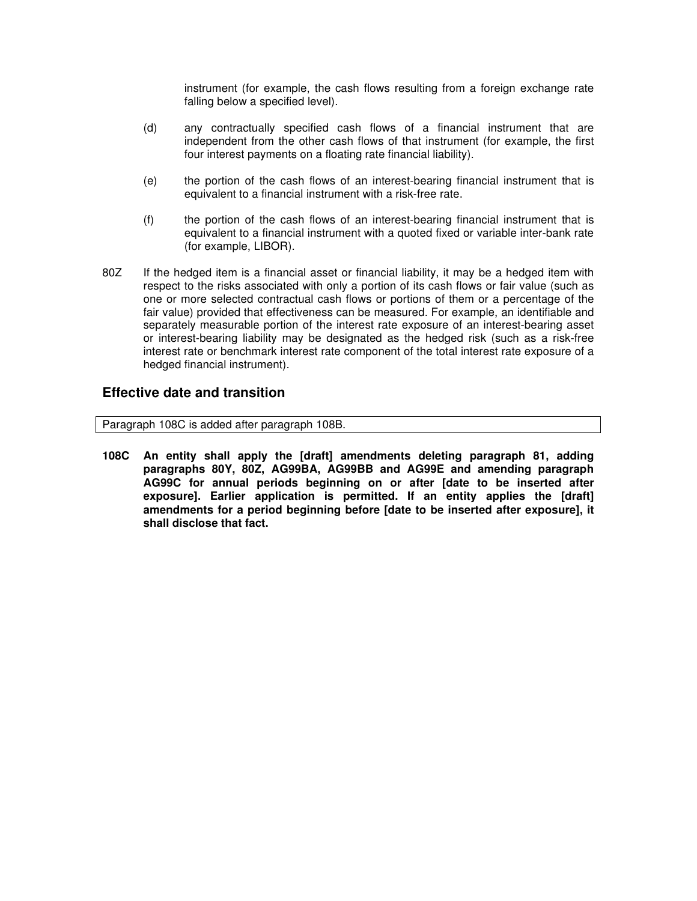instrument (for example, the cash flows resulting from a foreign exchange rate falling below a specified level).

(d) any contractually specified cash flows of a financial instrument that are independent from the other cash flows of that instrument (for example, the first four interest payments on a floating rate financial liability).

(e) the portion of the cash flows of an interest-bearing financial instrument that is equivalent to a financial instrument with a risk-free rate.

(f) the portion of the cash flows of an interest-bearing financial instrument that is equivalent to a financial instrument with a quoted fixed or variable inter-bank rate (for example, LIBOR).

80Z If the hedged item is a financial asset or financial liability, it may be a hedged item with respect to the risks associated with only a portion of its cash flows or fair value (such as one or more selected contractual cash flows or portions of them or a percentage of the fair value) provided that effectiveness can be measured. For example, an identifiable and separately measurable portion of the interest rate exposure of an interest-bearing asset or interest-bearing liability may be designated as the hedged risk (such as a risk-free interest rate or benchmark interest rate component of the total interest rate exposure of a hedged financial instrument).

## Effective date and transition

Paragraph 108C is added after paragraph 108B.

**108C An entity shall apply the [draft] amendments deleting paragraph 81, adding paragraphs 80Y, 80Z, AG99BA, AG99BB and AG99E and amending paragraph AG99C for annual periods beginning on or after [date to be inserted after exposure]. Earlier application is permitted. If an entity applies the [draft] amendments for a period beginning before [date to be inserted after exposure], it shall disclose that fact.**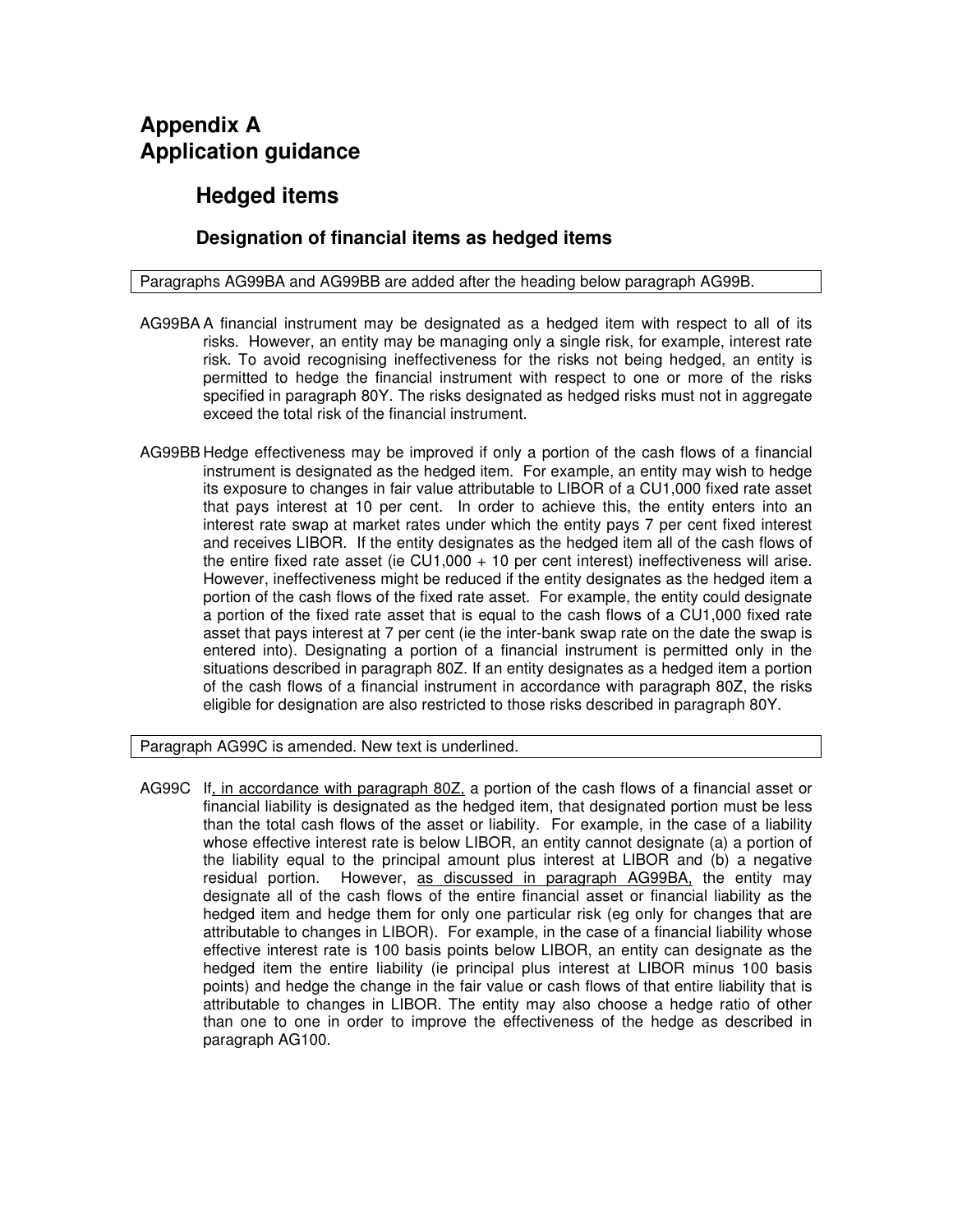# Appendix A
# Application guidance

## Hedged items

### Designation of financial items as hedged items

Paragraphs AG99BA and AG99BB are added after the heading below paragraph AG99B.

AG99BA A financial instrument may be designated as a hedged item with respect to all of its risks. However, an entity may be managing only a single risk, for example, interest rate risk. To avoid recognising ineffectiveness for the risks not being hedged, an entity is permitted to hedge the financial instrument with respect to one or more of the risks specified in paragraph 80Y. The risks designated as hedged risks must not in aggregate exceed the total risk of the financial instrument.

AG99BB Hedge effectiveness may be improved if only a portion of the cash flows of a financial instrument is designated as the hedged item. For example, an entity may wish to hedge its exposure to changes in fair value attributable to LIBOR of a CU1,000 fixed rate asset that pays interest at 10 per cent. In order to achieve this, the entity enters into an interest rate swap at market rates under which the entity pays 7 per cent fixed interest and receives LIBOR. If the entity designates as the hedged item all of the cash flows of the entire fixed rate asset (ie CU1,000 + 10 per cent interest) ineffectiveness will arise. However, ineffectiveness might be reduced if the entity designates as the hedged item a portion of the cash flows of the fixed rate asset. For example, the entity could designate a portion of the fixed rate asset that is equal to the cash flows of a CU1,000 fixed rate asset that pays interest at 7 per cent (ie the inter-bank swap rate on the date the swap is entered into). Designating a portion of a financial instrument is permitted only in the situations described in paragraph 80Z. If an entity designates as a hedged item a portion of the cash flows of a financial instrument in accordance with paragraph 80Z, the risks eligible for designation are also restricted to those risks described in paragraph 80Y.

Paragraph AG99C is amended. New text is underlined.

AG99C If<u>, in accordance with paragraph 80Z,</u> a portion of the cash flows of a financial asset or financial liability is designated as the hedged item, that designated portion must be less than the total cash flows of the asset or liability. For example, in the case of a liability whose effective interest rate is below LIBOR, an entity cannot designate (a) a portion of the liability equal to the principal amount plus interest at LIBOR and (b) a negative residual portion. However, <u>as discussed in paragraph AG99BA,</u> the entity may designate all of the cash flows of the entire financial asset or financial liability as the hedged item and hedge them for only one particular risk (eg only for changes that are attributable to changes in LIBOR). For example, in the case of a financial liability whose effective interest rate is 100 basis points below LIBOR, an entity can designate as the hedged item the entire liability (ie principal plus interest at LIBOR minus 100 basis points) and hedge the change in the fair value or cash flows of that entire liability that is attributable to changes in LIBOR. The entity may also choose a hedge ratio of other than one to one in order to improve the effectiveness of the hedge as described in paragraph AG100.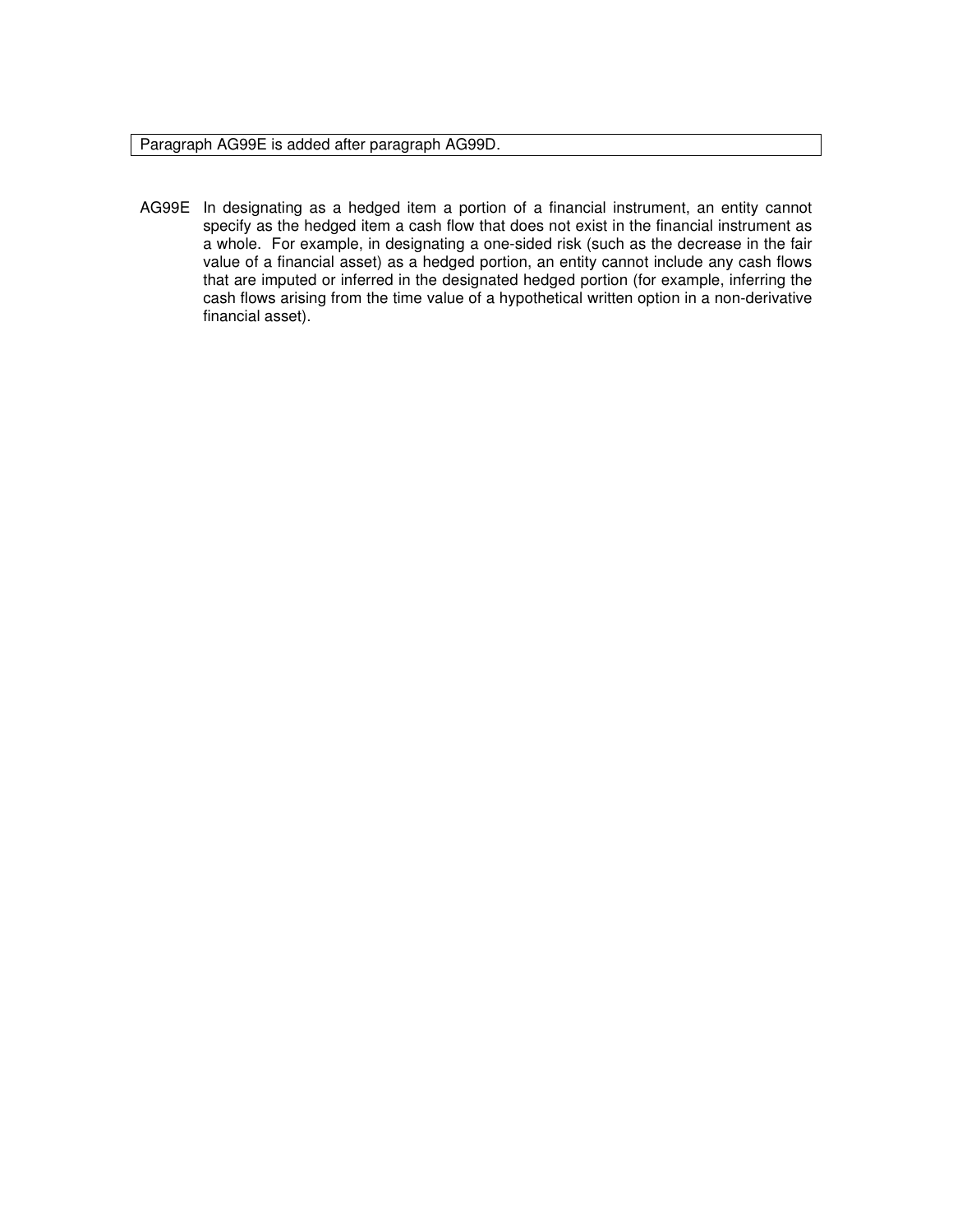Paragraph AG99E is added after paragraph AG99D.

AG99E In designating as a hedged item a portion of a financial instrument, an entity cannot specify as the hedged item a cash flow that does not exist in the financial instrument as a whole. For example, in designating a one-sided risk (such as the decrease in the fair value of a financial asset) as a hedged portion, an entity cannot include any cash flows that are imputed or inferred in the designated hedged portion (for example, inferring the cash flows arising from the time value of a hypothetical written option in a non-derivative financial asset).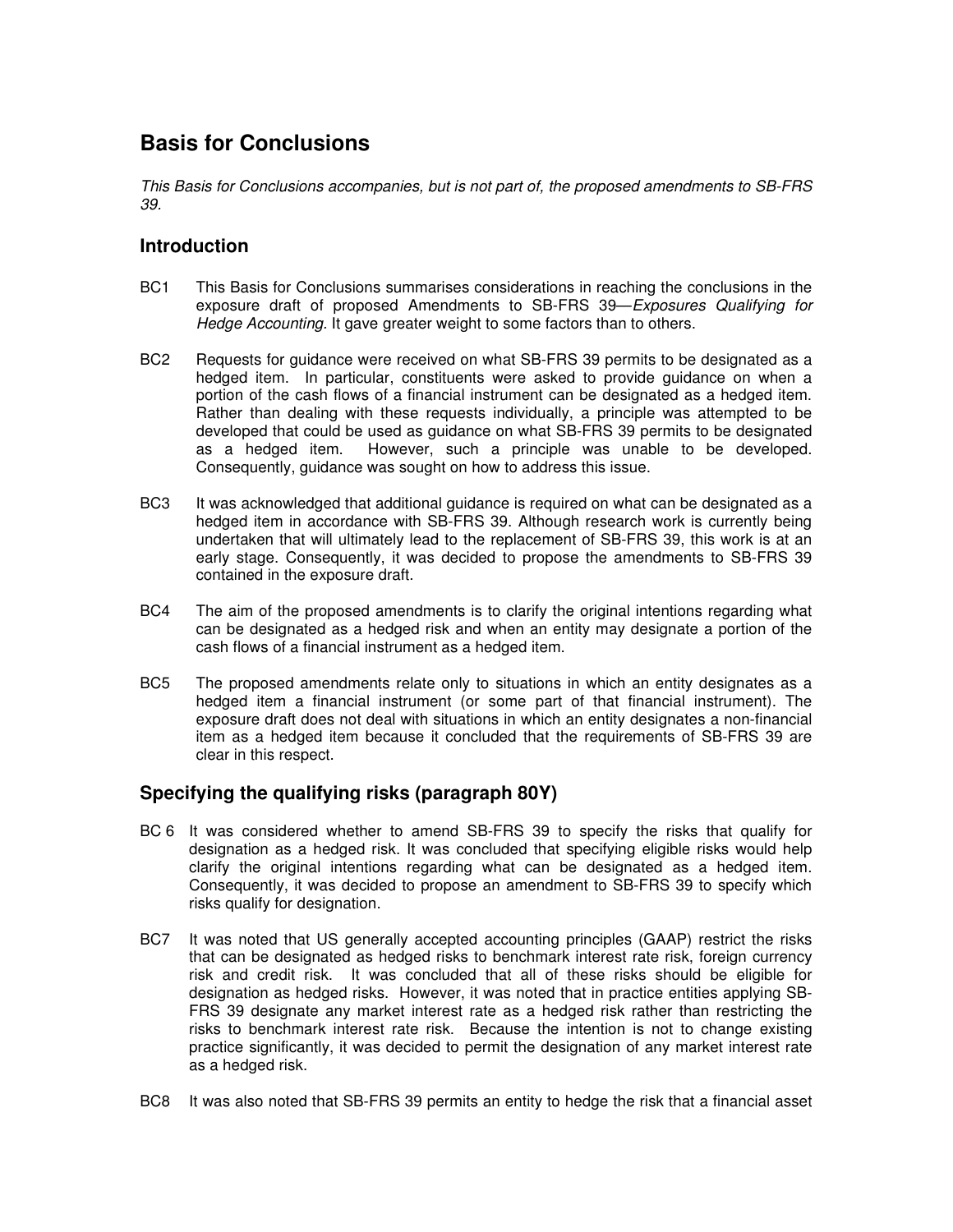# Basis for Conclusions

*This Basis for Conclusions accompanies, but is not part of, the proposed amendments to SB-FRS 39.*

## Introduction

BC1 This Basis for Conclusions summarises considerations in reaching the conclusions in the exposure draft of proposed Amendments to SB-FRS 39—*Exposures Qualifying for Hedge Accounting.* It gave greater weight to some factors than to others.

BC2 Requests for guidance were received on what SB-FRS 39 permits to be designated as a hedged item. In particular, constituents were asked to provide guidance on when a portion of the cash flows of a financial instrument can be designated as a hedged item. Rather than dealing with these requests individually, a principle was attempted to be developed that could be used as guidance on what SB-FRS 39 permits to be designated as a hedged item. However, such a principle was unable to be developed. Consequently, guidance was sought on how to address this issue.

BC3 It was acknowledged that additional guidance is required on what can be designated as a hedged item in accordance with SB-FRS 39. Although research work is currently being undertaken that will ultimately lead to the replacement of SB-FRS 39, this work is at an early stage. Consequently, it was decided to propose the amendments to SB-FRS 39 contained in the exposure draft.

BC4 The aim of the proposed amendments is to clarify the original intentions regarding what can be designated as a hedged risk and when an entity may designate a portion of the cash flows of a financial instrument as a hedged item.

BC5 The proposed amendments relate only to situations in which an entity designates as a hedged item a financial instrument (or some part of that financial instrument). The exposure draft does not deal with situations in which an entity designates a non-financial item as a hedged item because it concluded that the requirements of SB-FRS 39 are clear in this respect.

## Specifying the qualifying risks (paragraph 80Y)

BC 6 It was considered whether to amend SB-FRS 39 to specify the risks that qualify for designation as a hedged risk. It was concluded that specifying eligible risks would help clarify the original intentions regarding what can be designated as a hedged item. Consequently, it was decided to propose an amendment to SB-FRS 39 to specify which risks qualify for designation.

BC7 It was noted that US generally accepted accounting principles (GAAP) restrict the risks that can be designated as hedged risks to benchmark interest rate risk, foreign currency risk and credit risk. It was concluded that all of these risks should be eligible for designation as hedged risks. However, it was noted that in practice entities applying SB-FRS 39 designate any market interest rate as a hedged risk rather than restricting the risks to benchmark interest rate risk. Because the intention is not to change existing practice significantly, it was decided to permit the designation of any market interest rate as a hedged risk.

BC8 It was also noted that SB-FRS 39 permits an entity to hedge the risk that a financial asset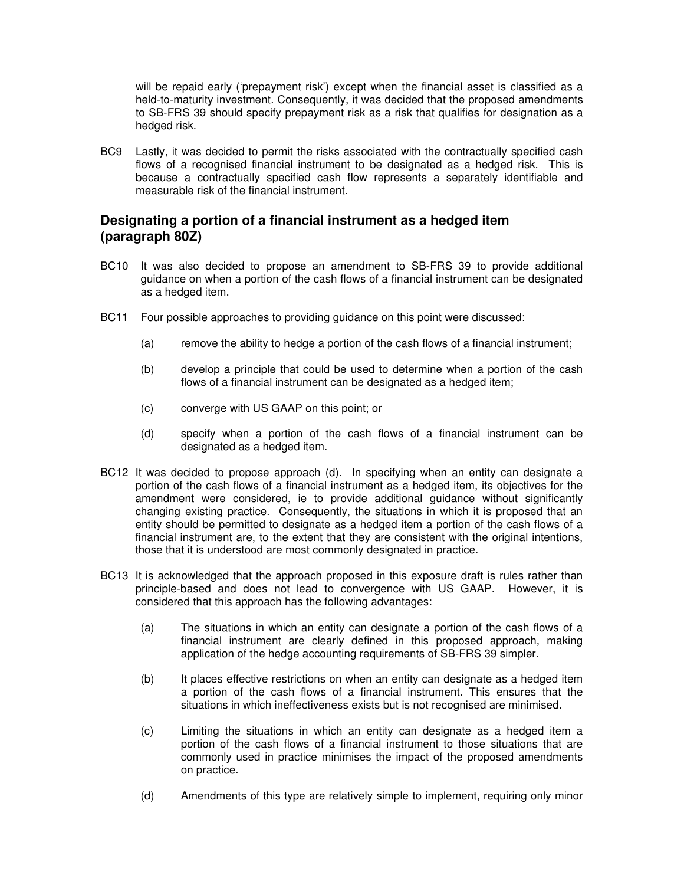will be repaid early ('prepayment risk') except when the financial asset is classified as a held-to-maturity investment. Consequently, it was decided that the proposed amendments to SB-FRS 39 should specify prepayment risk as a risk that qualifies for designation as a hedged risk.

BC9 Lastly, it was decided to permit the risks associated with the contractually specified cash flows of a recognised financial instrument to be designated as a hedged risk. This is because a contractually specified cash flow represents a separately identifiable and measurable risk of the financial instrument.

## Designating a portion of a financial instrument as a hedged item (paragraph 80Z)

BC10 It was also decided to propose an amendment to SB-FRS 39 to provide additional guidance on when a portion of the cash flows of a financial instrument can be designated as a hedged item.

BC11 Four possible approaches to providing guidance on this point were discussed:

(a) remove the ability to hedge a portion of the cash flows of a financial instrument;

(b) develop a principle that could be used to determine when a portion of the cash flows of a financial instrument can be designated as a hedged item;

(c) converge with US GAAP on this point; or

(d) specify when a portion of the cash flows of a financial instrument can be designated as a hedged item.

BC12 It was decided to propose approach (d). In specifying when an entity can designate a portion of the cash flows of a financial instrument as a hedged item, its objectives for the amendment were considered, ie to provide additional guidance without significantly changing existing practice. Consequently, the situations in which it is proposed that an entity should be permitted to designate as a hedged item a portion of the cash flows of a financial instrument are, to the extent that they are consistent with the original intentions, those that it is understood are most commonly designated in practice.

BC13 It is acknowledged that the approach proposed in this exposure draft is rules rather than principle-based and does not lead to convergence with US GAAP. However, it is considered that this approach has the following advantages:

(a) The situations in which an entity can designate a portion of the cash flows of a financial instrument are clearly defined in this proposed approach, making application of the hedge accounting requirements of SB-FRS 39 simpler.

(b) It places effective restrictions on when an entity can designate as a hedged item a portion of the cash flows of a financial instrument. This ensures that the situations in which ineffectiveness exists but is not recognised are minimised.

(c) Limiting the situations in which an entity can designate as a hedged item a portion of the cash flows of a financial instrument to those situations that are commonly used in practice minimises the impact of the proposed amendments on practice.

(d) Amendments of this type are relatively simple to implement, requiring only minor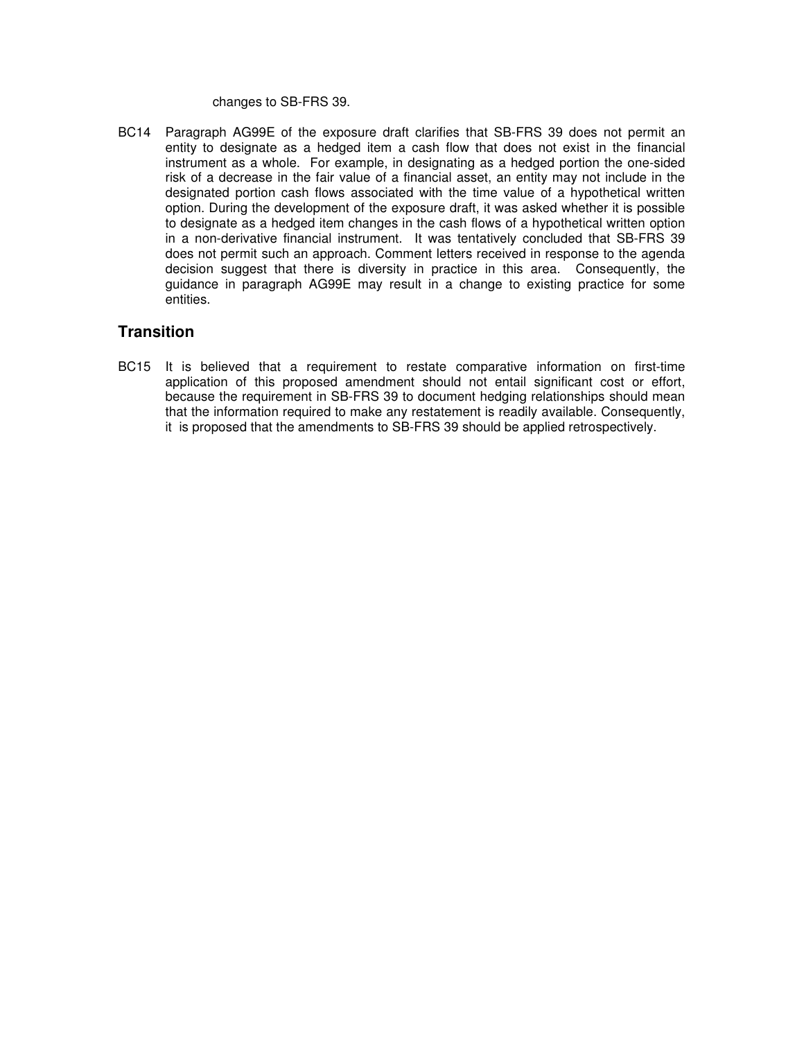changes to SB-FRS 39.

BC14 Paragraph AG99E of the exposure draft clarifies that SB-FRS 39 does not permit an entity to designate as a hedged item a cash flow that does not exist in the financial instrument as a whole. For example, in designating as a hedged portion the one-sided risk of a decrease in the fair value of a financial asset, an entity may not include in the designated portion cash flows associated with the time value of a hypothetical written option. During the development of the exposure draft, it was asked whether it is possible to designate as a hedged item changes in the cash flows of a hypothetical written option in a non-derivative financial instrument. It was tentatively concluded that SB-FRS 39 does not permit such an approach. Comment letters received in response to the agenda decision suggest that there is diversity in practice in this area. Consequently, the guidance in paragraph AG99E may result in a change to existing practice for some entities.

## Transition

BC15 It is believed that a requirement to restate comparative information on first-time application of this proposed amendment should not entail significant cost or effort, because the requirement in SB-FRS 39 to document hedging relationships should mean that the information required to make any restatement is readily available. Consequently, it is proposed that the amendments to SB-FRS 39 should be applied retrospectively.